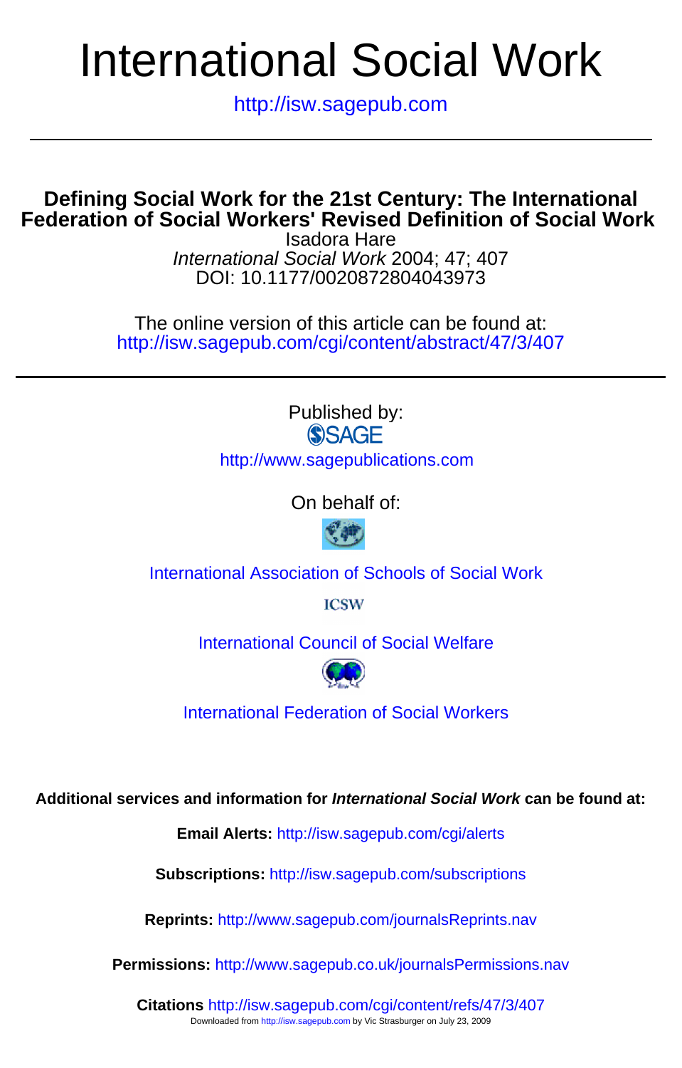# International Social Work

http://isw.sagepub.com

## Defining Social Work for the 21st Century: The International Federation of Social Workers' Revised Definition of Social Work

Isadora Hare

*International Social Work* 2004; 47; 407

DOI: 10.1177/0020872804043973

The online version of this article can be found at:
http://isw.sagepub.com/cgi/content/abstract/47/3/407

Published by:

SAGE

http://www.sagepublications.com

On behalf of:

International Association of Schools of Social Work

ICSW

International Council of Social Welfare

International Federation of Social Workers

**Additional services and information for *International Social Work* can be found at:**

**Email Alerts:** http://isw.sagepub.com/cgi/alerts

**Subscriptions:** http://isw.sagepub.com/subscriptions

**Reprints:** http://www.sagepub.com/journalsReprints.nav

**Permissions:** http://www.sagepub.co.uk/journalsPermissions.nav

**Citations** http://isw.sagepub.com/cgi/content/refs/47/3/407

Downloaded from http://isw.sagepub.com by Vic Strasburger on July 23, 2009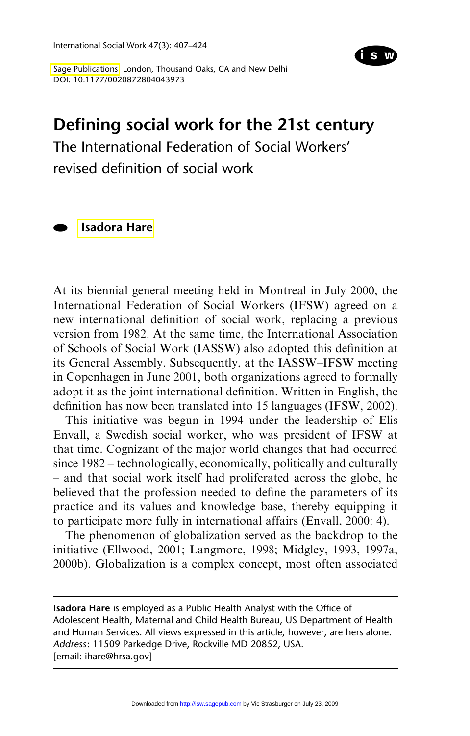# Defining social work for the 21st century

The International Federation of Social Workers' revised definition of social work

**Isadora Hare**

At its biennial general meeting held in Montreal in July 2000, the International Federation of Social Workers (IFSW) agreed on a new international definition of social work, replacing a previous version from 1982. At the same time, the International Association of Schools of Social Work (IASSW) also adopted this definition at its General Assembly. Subsequently, at the IASSW–IFSW meeting in Copenhagen in June 2001, both organizations agreed to formally adopt it as the joint international definition. Written in English, the definition has now been translated into 15 languages (IFSW, 2002).

This initiative was begun in 1994 under the leadership of Elis Envall, a Swedish social worker, who was president of IFSW at that time. Cognizant of the major world changes that had occurred since 1982 – technologically, economically, politically and culturally – and that social work itself had proliferated across the globe, he believed that the profession needed to define the parameters of its practice and its values and knowledge base, thereby equipping it to participate more fully in international affairs (Envall, 2000: 4).

The phenomenon of globalization served as the backdrop to the initiative (Ellwood, 2001; Langmore, 1998; Midgley, 1993, 1997a, 2000b). Globalization is a complex concept, most often associated

---

**Isadora Hare** is employed as a Public Health Analyst with the Office of Adolescent Health, Maternal and Child Health Bureau, US Department of Health and Human Services. All views expressed in this article, however, are hers alone. *Address*: 11509 Parkedge Drive, Rockville MD 20852, USA. [email: ihare@hrsa.gov]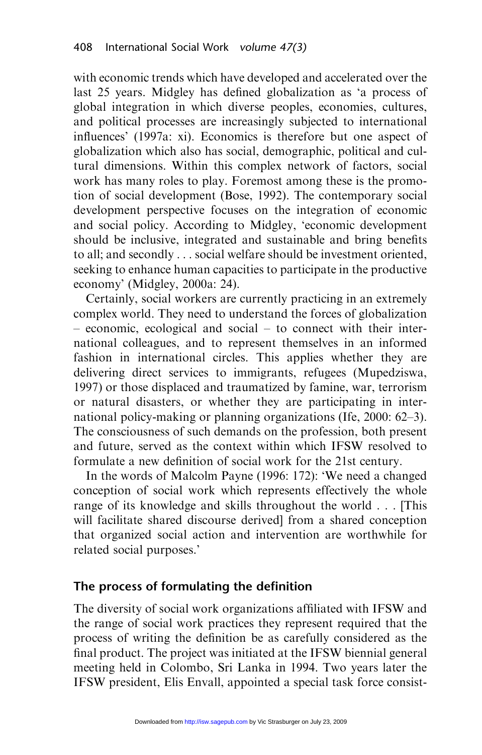with economic trends which have developed and accelerated over the last 25 years. Midgley has defined globalization as 'a process of global integration in which diverse peoples, economies, cultures, and political processes are increasingly subjected to international influences' (1997a: xi). Economics is therefore but one aspect of globalization which also has social, demographic, political and cultural dimensions. Within this complex network of factors, social work has many roles to play. Foremost among these is the promotion of social development (Bose, 1992). The contemporary social development perspective focuses on the integration of economic and social policy. According to Midgley, 'economic development should be inclusive, integrated and sustainable and bring benefits to all; and secondly . . . social welfare should be investment oriented, seeking to enhance human capacities to participate in the productive economy' (Midgley, 2000a: 24).

Certainly, social workers are currently practicing in an extremely complex world. They need to understand the forces of globalization – economic, ecological and social – to connect with their international colleagues, and to represent themselves in an informed fashion in international circles. This applies whether they are delivering direct services to immigrants, refugees (Mupedziswa, 1997) or those displaced and traumatized by famine, war, terrorism or natural disasters, or whether they are participating in international policy-making or planning organizations (Ife, 2000: 62–3). The consciousness of such demands on the profession, both present and future, served as the context within which IFSW resolved to formulate a new definition of social work for the 21st century.

In the words of Malcolm Payne (1996: 172): 'We need a changed conception of social work which represents effectively the whole range of its knowledge and skills throughout the world . . . [This will facilitate shared discourse derived] from a shared conception that organized social action and intervention are worthwhile for related social purposes.'

## The process of formulating the definition

The diversity of social work organizations affiliated with IFSW and the range of social work practices they represent required that the process of writing the definition be as carefully considered as the final product. The project was initiated at the IFSW biennial general meeting held in Colombo, Sri Lanka in 1994. Two years later the IFSW president, Elis Envall, appointed a special task force consist-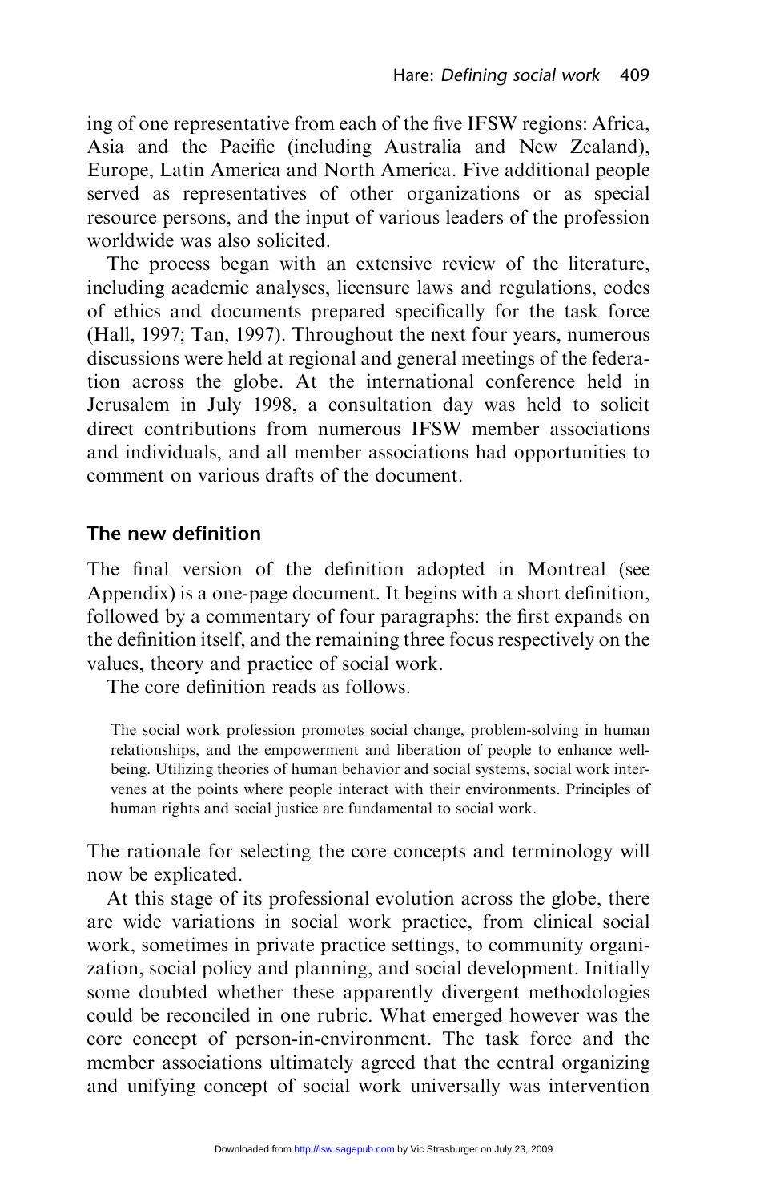ing of one representative from each of the five IFSW regions: Africa, Asia and the Pacific (including Australia and New Zealand), Europe, Latin America and North America. Five additional people served as representatives of other organizations or as special resource persons, and the input of various leaders of the profession worldwide was also solicited.

The process began with an extensive review of the literature, including academic analyses, licensure laws and regulations, codes of ethics and documents prepared specifically for the task force (Hall, 1997; Tan, 1997). Throughout the next four years, numerous discussions were held at regional and general meetings of the federation across the globe. At the international conference held in Jerusalem in July 1998, a consultation day was held to solicit direct contributions from numerous IFSW member associations and individuals, and all member associations had opportunities to comment on various drafts of the document.

## The new definition

The final version of the definition adopted in Montreal (see Appendix) is a one-page document. It begins with a short definition, followed by a commentary of four paragraphs: the first expands on the definition itself, and the remaining three focus respectively on the values, theory and practice of social work.

The core definition reads as follows.

> The social work profession promotes social change, problem-solving in human relationships, and the empowerment and liberation of people to enhance well-being. Utilizing theories of human behavior and social systems, social work intervenes at the points where people interact with their environments. Principles of human rights and social justice are fundamental to social work.

The rationale for selecting the core concepts and terminology will now be explicated.

At this stage of its professional evolution across the globe, there are wide variations in social work practice, from clinical social work, sometimes in private practice settings, to community organization, social policy and planning, and social development. Initially some doubted whether these apparently divergent methodologies could be reconciled in one rubric. What emerged however was the core concept of person-in-environment. The task force and the member associations ultimately agreed that the central organizing and unifying concept of social work universally was intervention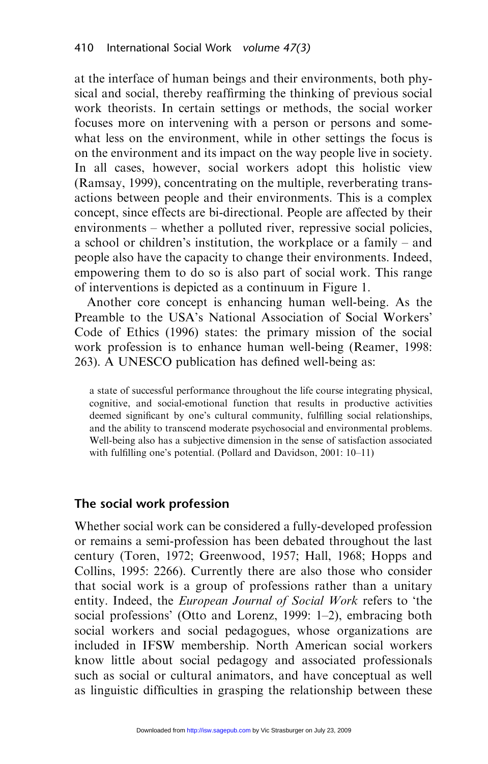at the interface of human beings and their environments, both physical and social, thereby reaffirming the thinking of previous social work theorists. In certain settings or methods, the social worker focuses more on intervening with a person or persons and somewhat less on the environment, while in other settings the focus is on the environment and its impact on the way people live in society. In all cases, however, social workers adopt this holistic view (Ramsay, 1999), concentrating on the multiple, reverberating transactions between people and their environments. This is a complex concept, since effects are bi-directional. People are affected by their environments – whether a polluted river, repressive social policies, a school or children's institution, the workplace or a family – and people also have the capacity to change their environments. Indeed, empowering them to do so is also part of social work. This range of interventions is depicted as a continuum in Figure 1.

Another core concept is enhancing human well-being. As the Preamble to the USA's National Association of Social Workers' Code of Ethics (1996) states: the primary mission of the social work profession is to enhance human well-being (Reamer, 1998: 263). A UNESCO publication has defined well-being as:

> a state of successful performance throughout the life course integrating physical, cognitive, and social-emotional function that results in productive activities deemed significant by one's cultural community, fulfilling social relationships, and the ability to transcend moderate psychosocial and environmental problems. Well-being also has a subjective dimension in the sense of satisfaction associated with fulfilling one's potential. (Pollard and Davidson, 2001: 10–11)

## The social work profession

Whether social work can be considered a fully-developed profession or remains a semi-profession has been debated throughout the last century (Toren, 1972; Greenwood, 1957; Hall, 1968; Hopps and Collins, 1995: 2266). Currently there are also those who consider that social work is a group of professions rather than a unitary entity. Indeed, the *European Journal of Social Work* refers to 'the social professions' (Otto and Lorenz, 1999: 1–2), embracing both social workers and social pedagogues, whose organizations are included in IFSW membership. North American social workers know little about social pedagogy and associated professionals such as social or cultural animators, and have conceptual as well as linguistic difficulties in grasping the relationship between these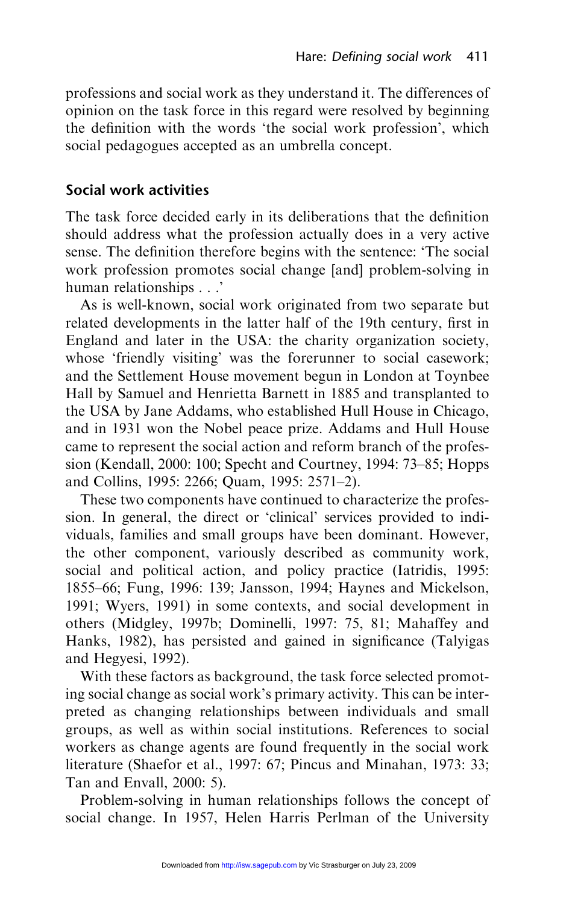professions and social work as they understand it. The differences of opinion on the task force in this regard were resolved by beginning the definition with the words 'the social work profession', which social pedagogues accepted as an umbrella concept.

## Social work activities

The task force decided early in its deliberations that the definition should address what the profession actually does in a very active sense. The definition therefore begins with the sentence: 'The social work profession promotes social change [and] problem-solving in human relationships . . .'

As is well-known, social work originated from two separate but related developments in the latter half of the 19th century, first in England and later in the USA: the charity organization society, whose 'friendly visiting' was the forerunner to social casework; and the Settlement House movement begun in London at Toynbee Hall by Samuel and Henrietta Barnett in 1885 and transplanted to the USA by Jane Addams, who established Hull House in Chicago, and in 1931 won the Nobel peace prize. Addams and Hull House came to represent the social action and reform branch of the profession (Kendall, 2000: 100; Specht and Courtney, 1994: 73–85; Hopps and Collins, 1995: 2266; Quam, 1995: 2571–2).

These two components have continued to characterize the profession. In general, the direct or 'clinical' services provided to individuals, families and small groups have been dominant. However, the other component, variously described as community work, social and political action, and policy practice (Iatridis, 1995: 1855–66; Fung, 1996: 139; Jansson, 1994; Haynes and Mickelson, 1991; Wyers, 1991) in some contexts, and social development in others (Midgley, 1997b; Dominelli, 1997: 75, 81; Mahaffey and Hanks, 1982), has persisted and gained in significance (Talyigas and Hegyesi, 1992).

With these factors as background, the task force selected promoting social change as social work's primary activity. This can be interpreted as changing relationships between individuals and small groups, as well as within social institutions. References to social workers as change agents are found frequently in the social work literature (Shaefor et al., 1997: 67; Pincus and Minahan, 1973: 33; Tan and Envall, 2000: 5).

Problem-solving in human relationships follows the concept of social change. In 1957, Helen Harris Perlman of the University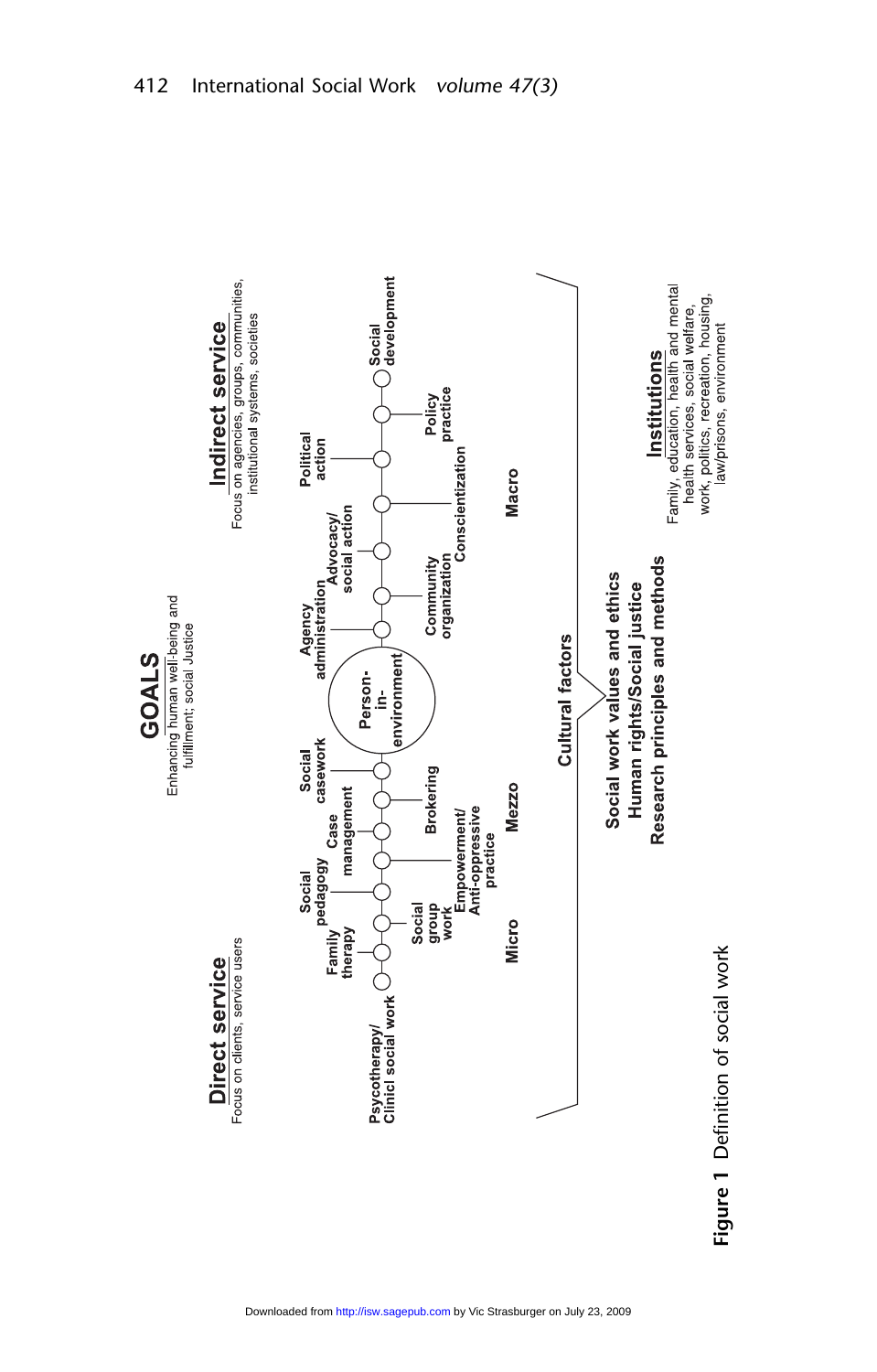**GOALS**

Enhancing human well-being and fulfillment; social Justice

**Direct service**

Focus on clients, service users

**Indirect service**

Focus on agencies, groups, communities, institutional systems, societies

Psycotherapy/ Clinicl social work

Family therapy

Social group work

Social pedagogy

Empowerment/ Anti-oppressive practice

Case management

Brokering

Social casework

Person-in-environment

Agency administration

Community organization

Advocacy/ social action

Conscientization

Political action

Policy practice

Social development

Micro

Mezzo

Macro

Cultural factors

Social work values and ethics
Human rights/Social justice
Research principles and methods

**Institutions**

Family, education, health and mental health services, social welfare, work, politics, recreation, housing, law/prisons, environment

**Figure 1** Definition of social work

Downloaded from http://isw.sagepub.com by Vic Strasburger on July 23, 2009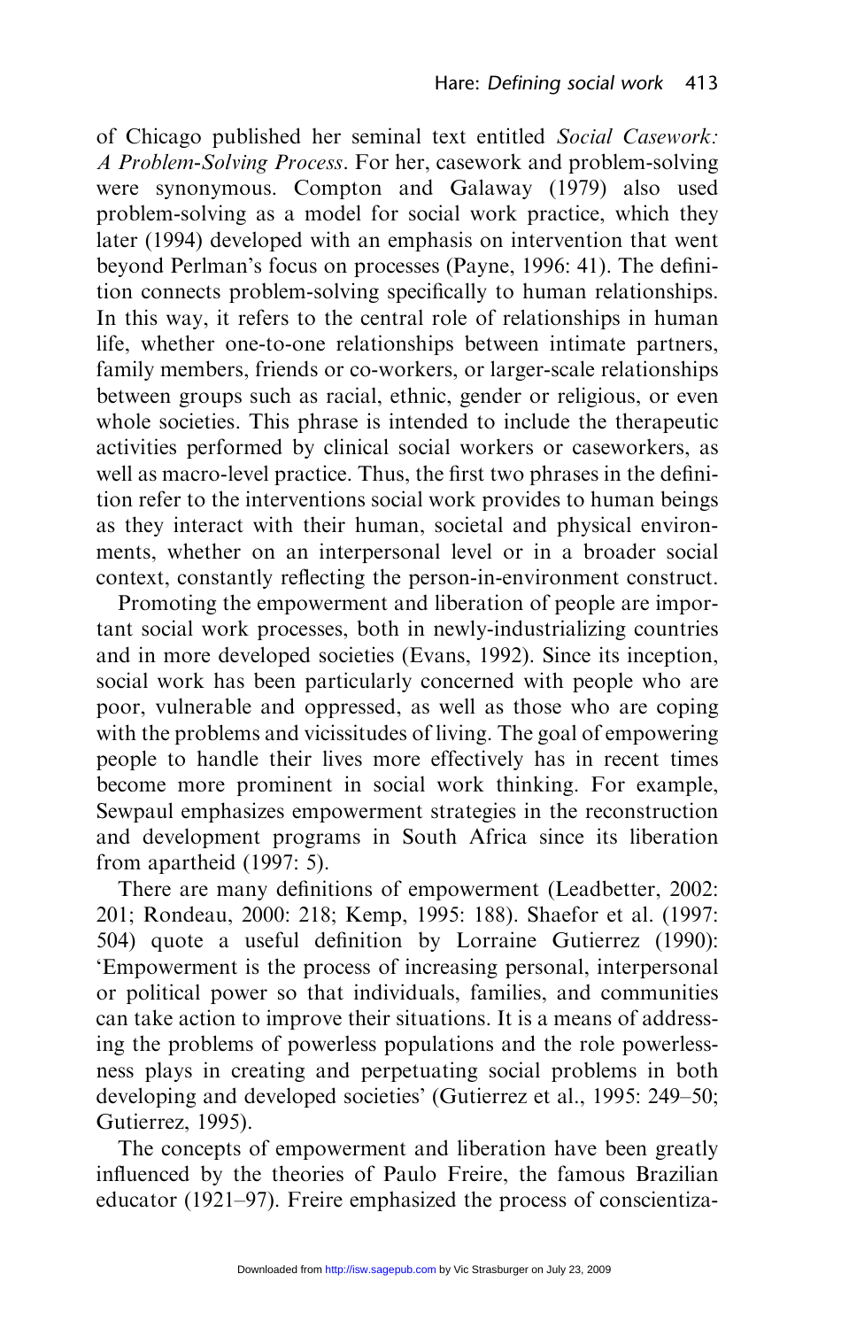of Chicago published her seminal text entitled *Social Casework: A Problem-Solving Process*. For her, casework and problem-solving were synonymous. Compton and Galaway (1979) also used problem-solving as a model for social work practice, which they later (1994) developed with an emphasis on intervention that went beyond Perlman's focus on processes (Payne, 1996: 41). The definition connects problem-solving specifically to human relationships. In this way, it refers to the central role of relationships in human life, whether one-to-one relationships between intimate partners, family members, friends or co-workers, or larger-scale relationships between groups such as racial, ethnic, gender or religious, or even whole societies. This phrase is intended to include the therapeutic activities performed by clinical social workers or caseworkers, as well as macro-level practice. Thus, the first two phrases in the definition refer to the interventions social work provides to human beings as they interact with their human, societal and physical environments, whether on an interpersonal level or in a broader social context, constantly reflecting the person-in-environment construct.

Promoting the empowerment and liberation of people are important social work processes, both in newly-industrializing countries and in more developed societies (Evans, 1992). Since its inception, social work has been particularly concerned with people who are poor, vulnerable and oppressed, as well as those who are coping with the problems and vicissitudes of living. The goal of empowering people to handle their lives more effectively has in recent times become more prominent in social work thinking. For example, Sewpaul emphasizes empowerment strategies in the reconstruction and development programs in South Africa since its liberation from apartheid (1997: 5).

There are many definitions of empowerment (Leadbetter, 2002: 201; Rondeau, 2000: 218; Kemp, 1995: 188). Shaefor et al. (1997: 504) quote a useful definition by Lorraine Gutierrez (1990): 'Empowerment is the process of increasing personal, interpersonal or political power so that individuals, families, and communities can take action to improve their situations. It is a means of addressing the problems of powerless populations and the role powerlessness plays in creating and perpetuating social problems in both developing and developed societies' (Gutierrez et al., 1995: 249–50; Gutierrez, 1995).

The concepts of empowerment and liberation have been greatly influenced by the theories of Paulo Freire, the famous Brazilian educator (1921–97). Freire emphasized the process of conscientiza-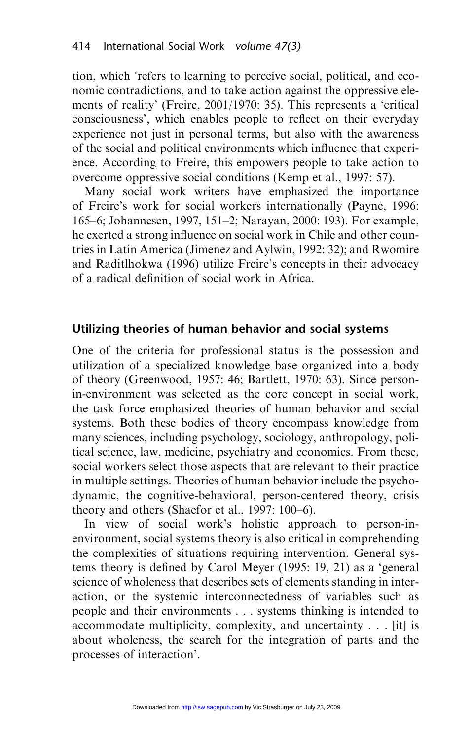tion, which 'refers to learning to perceive social, political, and economic contradictions, and to take action against the oppressive elements of reality' (Freire, 2001/1970: 35). This represents a 'critical consciousness', which enables people to reflect on their everyday experience not just in personal terms, but also with the awareness of the social and political environments which influence that experience. According to Freire, this empowers people to take action to overcome oppressive social conditions (Kemp et al., 1997: 57).

Many social work writers have emphasized the importance of Freire's work for social workers internationally (Payne, 1996: 165–6; Johannesen, 1997, 151–2; Narayan, 2000: 193). For example, he exerted a strong influence on social work in Chile and other countries in Latin America (Jimenez and Aylwin, 1992: 32); and Rwomire and Raditlhokwa (1996) utilize Freire's concepts in their advocacy of a radical definition of social work in Africa.

## Utilizing theories of human behavior and social systems

One of the criteria for professional status is the possession and utilization of a specialized knowledge base organized into a body of theory (Greenwood, 1957: 46; Bartlett, 1970: 63). Since person-in-environment was selected as the core concept in social work, the task force emphasized theories of human behavior and social systems. Both these bodies of theory encompass knowledge from many sciences, including psychology, sociology, anthropology, political science, law, medicine, psychiatry and economics. From these, social workers select those aspects that are relevant to their practice in multiple settings. Theories of human behavior include the psychodynamic, the cognitive-behavioral, person-centered theory, crisis theory and others (Shaefor et al., 1997: 100–6).

In view of social work's holistic approach to person-in-environment, social systems theory is also critical in comprehending the complexities of situations requiring intervention. General systems theory is defined by Carol Meyer (1995: 19, 21) as a 'general science of wholeness that describes sets of elements standing in interaction, or the systemic interconnectedness of variables such as people and their environments . . . systems thinking is intended to accommodate multiplicity, complexity, and uncertainty . . . [it] is about wholeness, the search for the integration of parts and the processes of interaction'.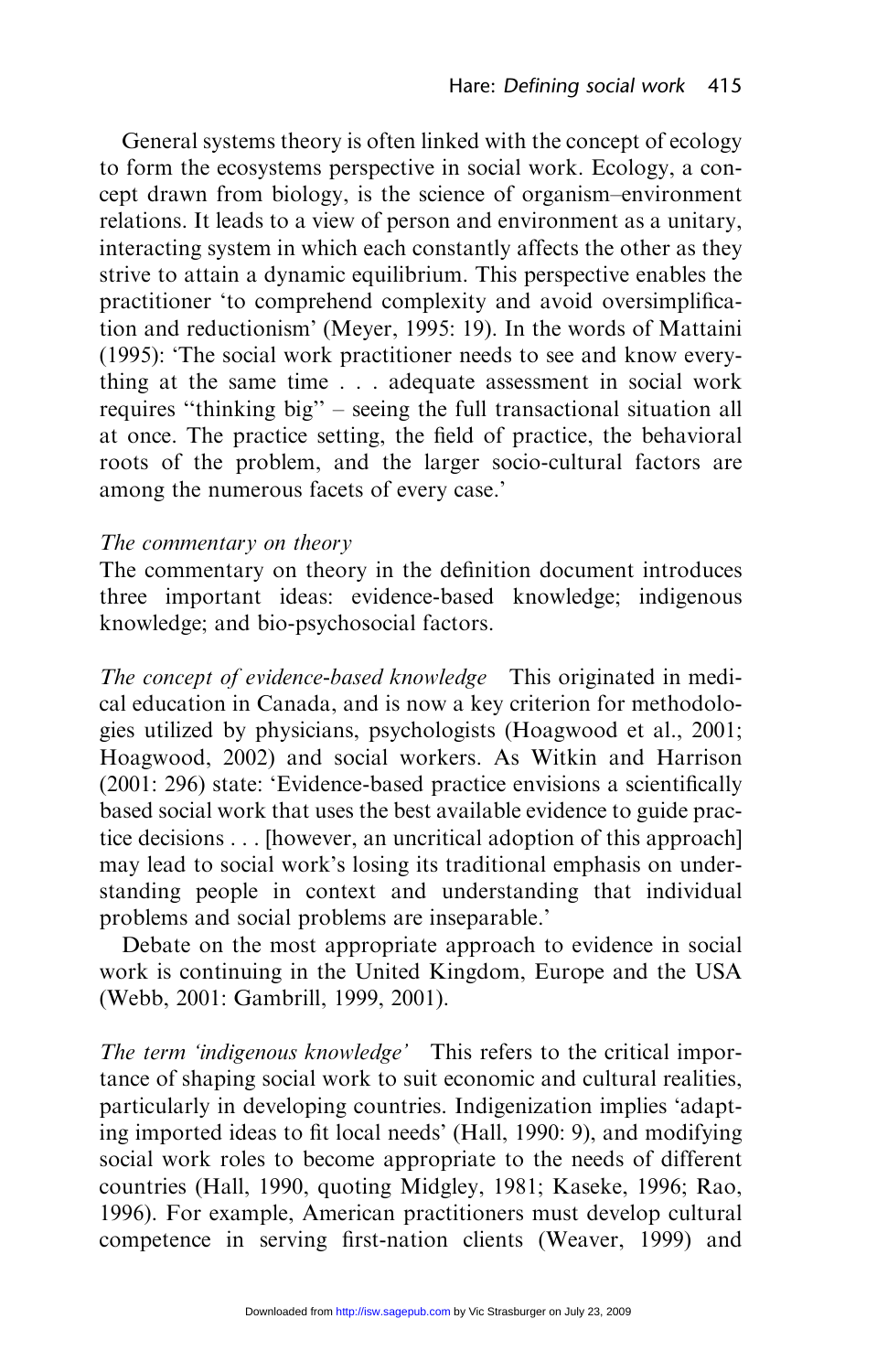General systems theory is often linked with the concept of ecology to form the ecosystems perspective in social work. Ecology, a concept drawn from biology, is the science of organism–environment relations. It leads to a view of person and environment as a unitary, interacting system in which each constantly affects the other as they strive to attain a dynamic equilibrium. This perspective enables the practitioner 'to comprehend complexity and avoid oversimplification and reductionism' (Meyer, 1995: 19). In the words of Mattaini (1995): 'The social work practitioner needs to see and know everything at the same time . . . adequate assessment in social work requires "thinking big" – seeing the full transactional situation all at once. The practice setting, the field of practice, the behavioral roots of the problem, and the larger socio-cultural factors are among the numerous facets of every case.'

*The commentary on theory*

The commentary on theory in the definition document introduces three important ideas: evidence-based knowledge; indigenous knowledge; and bio-psychosocial factors.

*The concept of evidence-based knowledge* This originated in medical education in Canada, and is now a key criterion for methodologies utilized by physicians, psychologists (Hoagwood et al., 2001; Hoagwood, 2002) and social workers. As Witkin and Harrison (2001: 296) state: 'Evidence-based practice envisions a scientifically based social work that uses the best available evidence to guide practice decisions . . . [however, an uncritical adoption of this approach] may lead to social work's losing its traditional emphasis on understanding people in context and understanding that individual problems and social problems are inseparable.'

Debate on the most appropriate approach to evidence in social work is continuing in the United Kingdom, Europe and the USA (Webb, 2001: Gambrill, 1999, 2001).

*The term 'indigenous knowledge'* This refers to the critical importance of shaping social work to suit economic and cultural realities, particularly in developing countries. Indigenization implies 'adapting imported ideas to fit local needs' (Hall, 1990: 9), and modifying social work roles to become appropriate to the needs of different countries (Hall, 1990, quoting Midgley, 1981; Kaseke, 1996; Rao, 1996). For example, American practitioners must develop cultural competence in serving first-nation clients (Weaver, 1999) and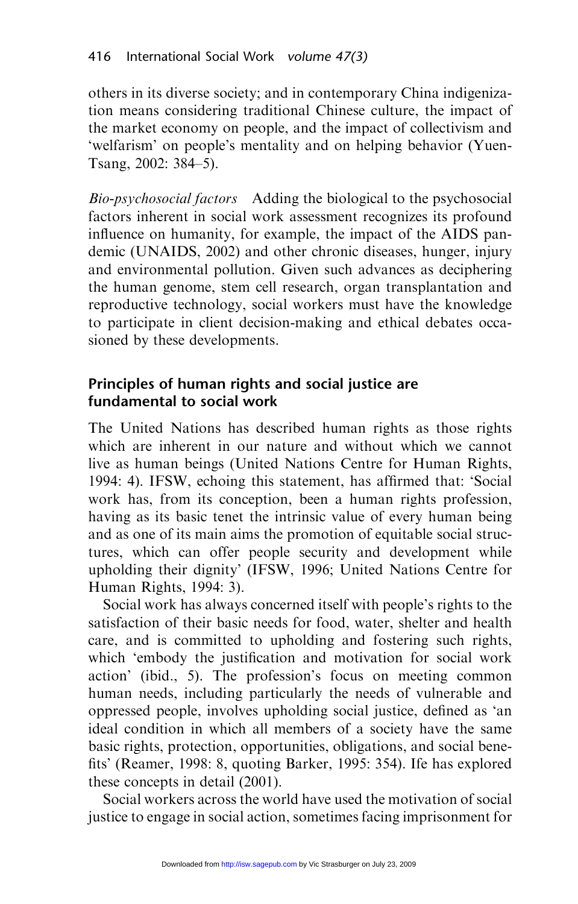others in its diverse society; and in contemporary China indigenization means considering traditional Chinese culture, the impact of the market economy on people, and the impact of collectivism and 'welfarism' on people's mentality and on helping behavior (Yuen-Tsang, 2002: 384–5).

*Bio-psychosocial factors* Adding the biological to the psychosocial factors inherent in social work assessment recognizes its profound influence on humanity, for example, the impact of the AIDS pandemic (UNAIDS, 2002) and other chronic diseases, hunger, injury and environmental pollution. Given such advances as deciphering the human genome, stem cell research, organ transplantation and reproductive technology, social workers must have the knowledge to participate in client decision-making and ethical debates occasioned by these developments.

### Principles of human rights and social justice are fundamental to social work

The United Nations has described human rights as those rights which are inherent in our nature and without which we cannot live as human beings (United Nations Centre for Human Rights, 1994: 4). IFSW, echoing this statement, has affirmed that: 'Social work has, from its conception, been a human rights profession, having as its basic tenet the intrinsic value of every human being and as one of its main aims the promotion of equitable social structures, which can offer people security and development while upholding their dignity' (IFSW, 1996; United Nations Centre for Human Rights, 1994: 3).

Social work has always concerned itself with people's rights to the satisfaction of their basic needs for food, water, shelter and health care, and is committed to upholding and fostering such rights, which 'embody the justification and motivation for social work action' (ibid., 5). The profession's focus on meeting common human needs, including particularly the needs of vulnerable and oppressed people, involves upholding social justice, defined as 'an ideal condition in which all members of a society have the same basic rights, protection, opportunities, obligations, and social benefits' (Reamer, 1998: 8, quoting Barker, 1995: 354). Ife has explored these concepts in detail (2001).

Social workers across the world have used the motivation of social justice to engage in social action, sometimes facing imprisonment for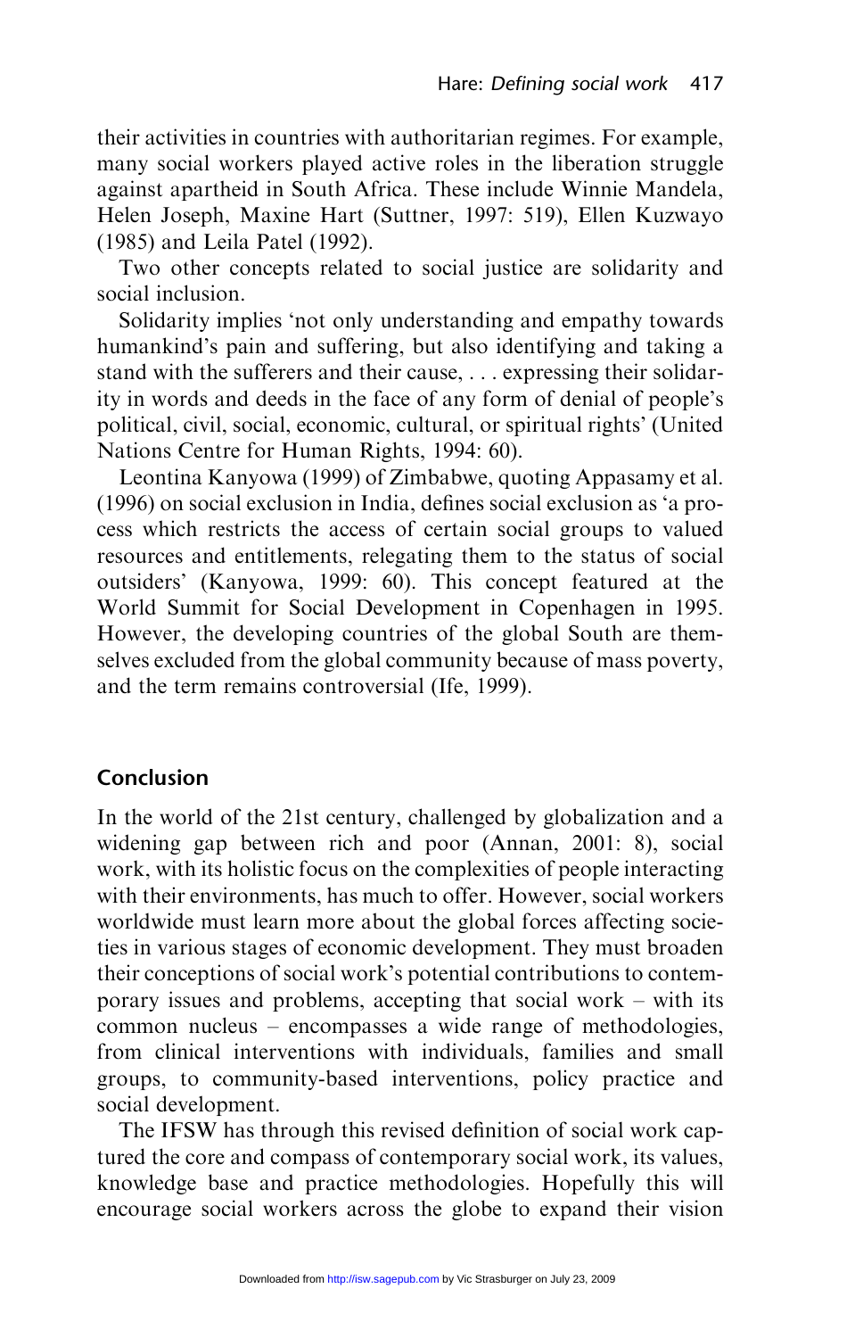their activities in countries with authoritarian regimes. For example, many social workers played active roles in the liberation struggle against apartheid in South Africa. These include Winnie Mandela, Helen Joseph, Maxine Hart (Suttner, 1997: 519), Ellen Kuzwayo (1985) and Leila Patel (1992).

Two other concepts related to social justice are solidarity and social inclusion.

Solidarity implies 'not only understanding and empathy towards humankind's pain and suffering, but also identifying and taking a stand with the sufferers and their cause, . . . expressing their solidarity in words and deeds in the face of any form of denial of people's political, civil, social, economic, cultural, or spiritual rights' (United Nations Centre for Human Rights, 1994: 60).

Leontina Kanyowa (1999) of Zimbabwe, quoting Appasamy et al. (1996) on social exclusion in India, defines social exclusion as 'a process which restricts the access of certain social groups to valued resources and entitlements, relegating them to the status of social outsiders' (Kanyowa, 1999: 60). This concept featured at the World Summit for Social Development in Copenhagen in 1995. However, the developing countries of the global South are themselves excluded from the global community because of mass poverty, and the term remains controversial (Ife, 1999).

## Conclusion

In the world of the 21st century, challenged by globalization and a widening gap between rich and poor (Annan, 2001: 8), social work, with its holistic focus on the complexities of people interacting with their environments, has much to offer. However, social workers worldwide must learn more about the global forces affecting societies in various stages of economic development. They must broaden their conceptions of social work's potential contributions to contemporary issues and problems, accepting that social work – with its common nucleus – encompasses a wide range of methodologies, from clinical interventions with individuals, families and small groups, to community-based interventions, policy practice and social development.

The IFSW has through this revised definition of social work captured the core and compass of contemporary social work, its values, knowledge base and practice methodologies. Hopefully this will encourage social workers across the globe to expand their vision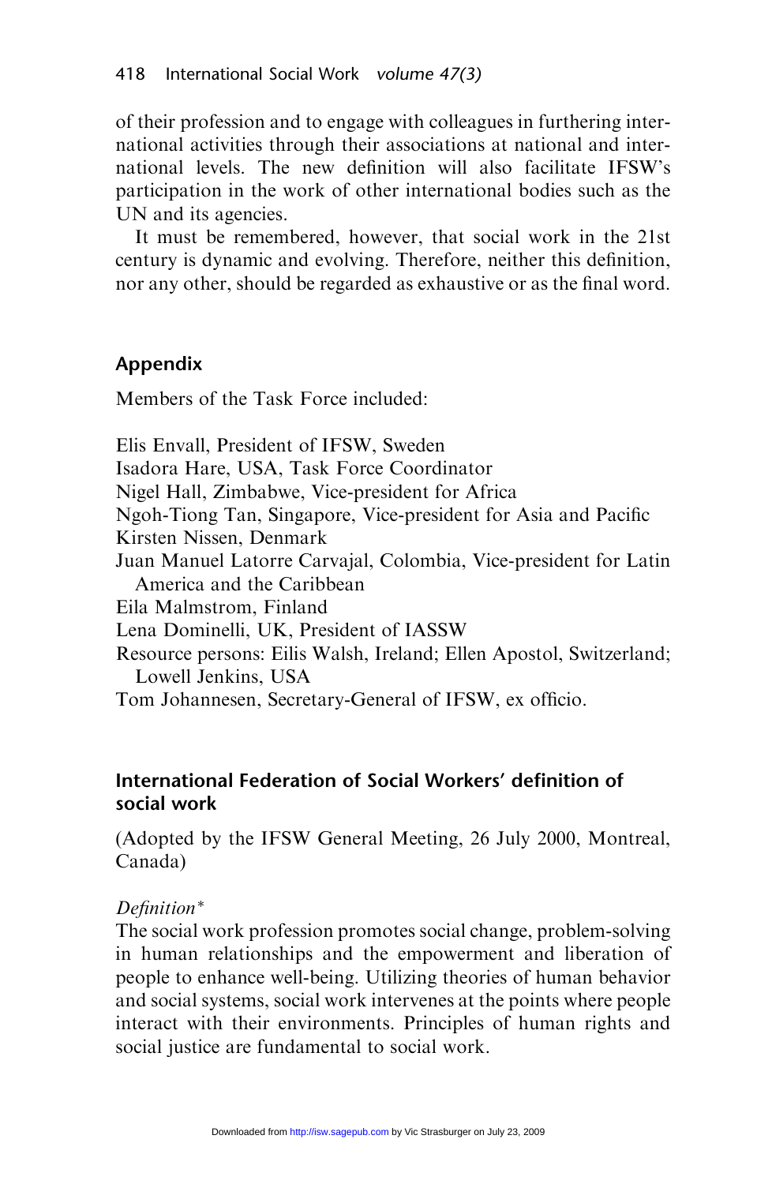of their profession and to engage with colleagues in furthering international activities through their associations at national and international levels. The new definition will also facilitate IFSW's participation in the work of other international bodies such as the UN and its agencies.

It must be remembered, however, that social work in the 21st century is dynamic and evolving. Therefore, neither this definition, nor any other, should be regarded as exhaustive or as the final word.

## Appendix

Members of the Task Force included:

Elis Envall, President of IFSW, Sweden
Isadora Hare, USA, Task Force Coordinator
Nigel Hall, Zimbabwe, Vice-president for Africa
Ngoh-Tiong Tan, Singapore, Vice-president for Asia and Pacific
Kirsten Nissen, Denmark
Juan Manuel Latorre Carvajal, Colombia, Vice-president for Latin America and the Caribbean
Eila Malmstrom, Finland
Lena Dominelli, UK, President of IASSW
Resource persons: Eilis Walsh, Ireland; Ellen Apostol, Switzerland; Lowell Jenkins, USA
Tom Johannesen, Secretary-General of IFSW, ex officio.

## International Federation of Social Workers' definition of social work

(Adopted by the IFSW General Meeting, 26 July 2000, Montreal, Canada)

*Definition\**

The social work profession promotes social change, problem-solving in human relationships and the empowerment and liberation of people to enhance well-being. Utilizing theories of human behavior and social systems, social work intervenes at the points where people interact with their environments. Principles of human rights and social justice are fundamental to social work.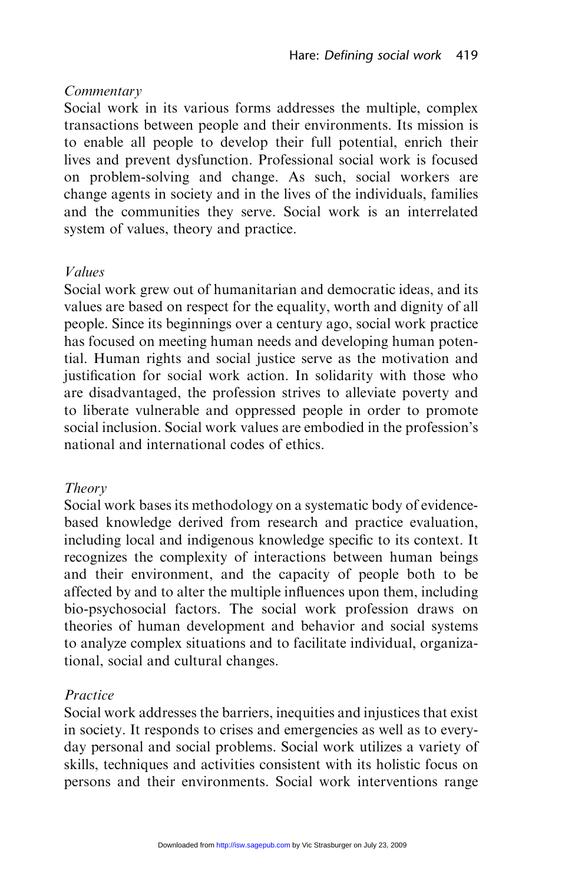*Commentary*

Social work in its various forms addresses the multiple, complex transactions between people and their environments. Its mission is to enable all people to develop their full potential, enrich their lives and prevent dysfunction. Professional social work is focused on problem-solving and change. As such, social workers are change agents in society and in the lives of the individuals, families and the communities they serve. Social work is an interrelated system of values, theory and practice.

*Values*

Social work grew out of humanitarian and democratic ideas, and its values are based on respect for the equality, worth and dignity of all people. Since its beginnings over a century ago, social work practice has focused on meeting human needs and developing human potential. Human rights and social justice serve as the motivation and justification for social work action. In solidarity with those who are disadvantaged, the profession strives to alleviate poverty and to liberate vulnerable and oppressed people in order to promote social inclusion. Social work values are embodied in the profession's national and international codes of ethics.

*Theory*

Social work bases its methodology on a systematic body of evidence-based knowledge derived from research and practice evaluation, including local and indigenous knowledge specific to its context. It recognizes the complexity of interactions between human beings and their environment, and the capacity of people both to be affected by and to alter the multiple influences upon them, including bio-psychosocial factors. The social work profession draws on theories of human development and behavior and social systems to analyze complex situations and to facilitate individual, organizational, social and cultural changes.

*Practice*

Social work addresses the barriers, inequities and injustices that exist in society. It responds to crises and emergencies as well as to everyday personal and social problems. Social work utilizes a variety of skills, techniques and activities consistent with its holistic focus on persons and their environments. Social work interventions range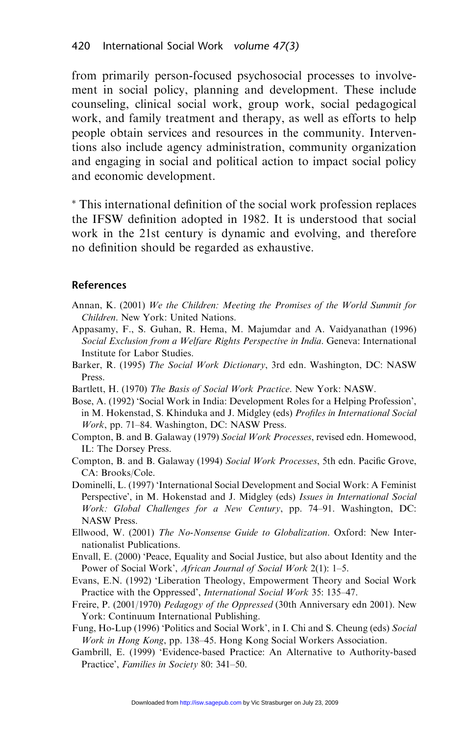from primarily person-focused psychosocial processes to involvement in social policy, planning and development. These include counseling, clinical social work, group work, social pedagogical work, and family treatment and therapy, as well as efforts to help people obtain services and resources in the community. Interventions also include agency administration, community organization and engaging in social and political action to impact social policy and economic development.

* This international definition of the social work profession replaces the IFSW definition adopted in 1982. It is understood that social work in the 21st century is dynamic and evolving, and therefore no definition should be regarded as exhaustive.

## References

Annan, K. (2001) *We the Children: Meeting the Promises of the World Summit for Children*. New York: United Nations.

Appasamy, F., S. Guhan, R. Hema, M. Majumdar and A. Vaidyanathan (1996) *Social Exclusion from a Welfare Rights Perspective in India*. Geneva: International Institute for Labor Studies.

Barker, R. (1995) *The Social Work Dictionary*, 3rd edn. Washington, DC: NASW Press.

Bartlett, H. (1970) *The Basis of Social Work Practice*. New York: NASW.

Bose, A. (1992) 'Social Work in India: Development Roles for a Helping Profession', in M. Hokenstad, S. Khinduka and J. Midgley (eds) *Profiles in International Social Work*, pp. 71–84. Washington, DC: NASW Press.

Compton, B. and B. Galaway (1979) *Social Work Processes*, revised edn. Homewood, IL: The Dorsey Press.

Compton, B. and B. Galaway (1994) *Social Work Processes*, 5th edn. Pacific Grove, CA: Brooks/Cole.

Dominelli, L. (1997) 'International Social Development and Social Work: A Feminist Perspective', in M. Hokenstad and J. Midgley (eds) *Issues in International Social Work: Global Challenges for a New Century*, pp. 74–91. Washington, DC: NASW Press.

Ellwood, W. (2001) *The No-Nonsense Guide to Globalization*. Oxford: New Internationalist Publications.

Envall, E. (2000) 'Peace, Equality and Social Justice, but also about Identity and the Power of Social Work', *African Journal of Social Work* 2(1): 1–5.

Evans, E.N. (1992) 'Liberation Theology, Empowerment Theory and Social Work Practice with the Oppressed', *International Social Work* 35: 135–47.

Freire, P. (2001/1970) *Pedagogy of the Oppressed* (30th Anniversary edn 2001). New York: Continuum International Publishing.

Fung, Ho-Lup (1996) 'Politics and Social Work', in I. Chi and S. Cheung (eds) *Social Work in Hong Kong*, pp. 138–45. Hong Kong Social Workers Association.

Gambrill, E. (1999) 'Evidence-based Practice: An Alternative to Authority-based Practice', *Families in Society* 80: 341–50.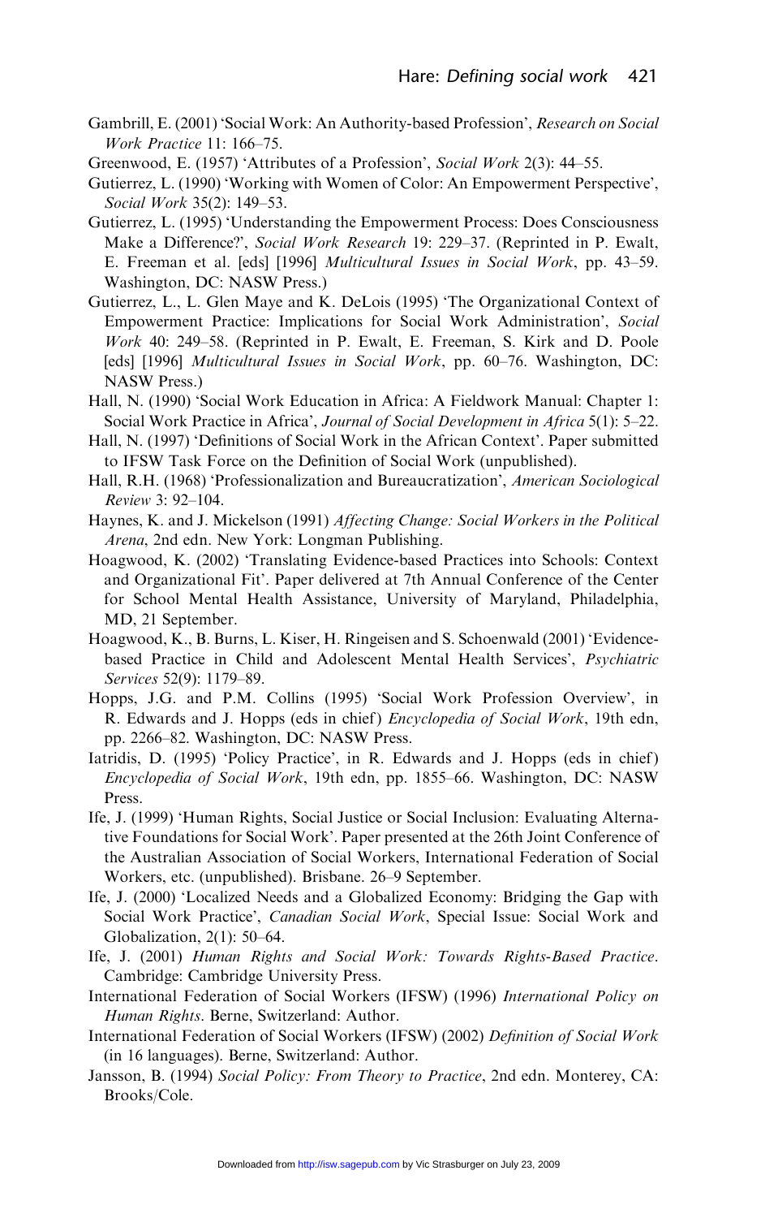Gambrill, E. (2001) 'Social Work: An Authority-based Profession', *Research on Social Work Practice* 11: 166–75.

Greenwood, E. (1957) 'Attributes of a Profession', *Social Work* 2(3): 44–55.

Gutierrez, L. (1990) 'Working with Women of Color: An Empowerment Perspective', *Social Work* 35(2): 149–53.

Gutierrez, L. (1995) 'Understanding the Empowerment Process: Does Consciousness Make a Difference?', *Social Work Research* 19: 229–37. (Reprinted in P. Ewalt, E. Freeman et al. [eds] [1996] *Multicultural Issues in Social Work*, pp. 43–59. Washington, DC: NASW Press.)

Gutierrez, L., L. Glen Maye and K. DeLois (1995) 'The Organizational Context of Empowerment Practice: Implications for Social Work Administration', *Social Work* 40: 249–58. (Reprinted in P. Ewalt, E. Freeman, S. Kirk and D. Poole [eds] [1996] *Multicultural Issues in Social Work*, pp. 60–76. Washington, DC: NASW Press.)

Hall, N. (1990) 'Social Work Education in Africa: A Fieldwork Manual: Chapter 1: Social Work Practice in Africa', *Journal of Social Development in Africa* 5(1): 5–22.

Hall, N. (1997) 'Definitions of Social Work in the African Context'. Paper submitted to IFSW Task Force on the Definition of Social Work (unpublished).

Hall, R.H. (1968) 'Professionalization and Bureaucratization', *American Sociological Review* 3: 92–104.

Haynes, K. and J. Mickelson (1991) *Affecting Change: Social Workers in the Political Arena*, 2nd edn. New York: Longman Publishing.

Hoagwood, K. (2002) 'Translating Evidence-based Practices into Schools: Context and Organizational Fit'. Paper delivered at 7th Annual Conference of the Center for School Mental Health Assistance, University of Maryland, Philadelphia, MD, 21 September.

Hoagwood, K., B. Burns, L. Kiser, H. Ringeisen and S. Schoenwald (2001) 'Evidence-based Practice in Child and Adolescent Mental Health Services', *Psychiatric Services* 52(9): 1179–89.

Hopps, J.G. and P.M. Collins (1995) 'Social Work Profession Overview', in R. Edwards and J. Hopps (eds in chief) *Encyclopedia of Social Work*, 19th edn, pp. 2266–82. Washington, DC: NASW Press.

Iatridis, D. (1995) 'Policy Practice', in R. Edwards and J. Hopps (eds in chief) *Encyclopedia of Social Work*, 19th edn, pp. 1855–66. Washington, DC: NASW Press.

Ife, J. (1999) 'Human Rights, Social Justice or Social Inclusion: Evaluating Alternative Foundations for Social Work'. Paper presented at the 26th Joint Conference of the Australian Association of Social Workers, International Federation of Social Workers, etc. (unpublished). Brisbane. 26–9 September.

Ife, J. (2000) 'Localized Needs and a Globalized Economy: Bridging the Gap with Social Work Practice', *Canadian Social Work*, Special Issue: Social Work and Globalization, 2(1): 50–64.

Ife, J. (2001) *Human Rights and Social Work: Towards Rights-Based Practice*. Cambridge: Cambridge University Press.

International Federation of Social Workers (IFSW) (1996) *International Policy on Human Rights*. Berne, Switzerland: Author.

International Federation of Social Workers (IFSW) (2002) *Definition of Social Work* (in 16 languages). Berne, Switzerland: Author.

Jansson, B. (1994) *Social Policy: From Theory to Practice*, 2nd edn. Monterey, CA: Brooks/Cole.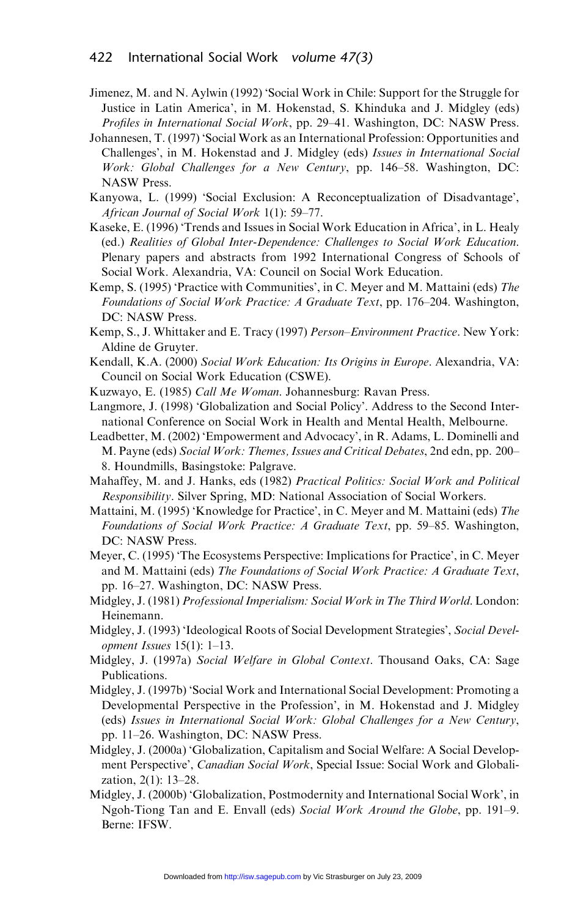Jimenez, M. and N. Aylwin (1992) 'Social Work in Chile: Support for the Struggle for Justice in Latin America', in M. Hokenstad, S. Khinduka and J. Midgley (eds) *Profiles in International Social Work*, pp. 29–41. Washington, DC: NASW Press.

Johannesen, T. (1997) 'Social Work as an International Profession: Opportunities and Challenges', in M. Hokenstad and J. Midgley (eds) *Issues in International Social Work: Global Challenges for a New Century*, pp. 146–58. Washington, DC: NASW Press.

Kanyowa, L. (1999) 'Social Exclusion: A Reconceptualization of Disadvantage', *African Journal of Social Work* 1(1): 59–77.

Kaseke, E. (1996) 'Trends and Issues in Social Work Education in Africa', in L. Healy (ed.) *Realities of Global Inter-Dependence: Challenges to Social Work Education*. Plenary papers and abstracts from 1992 International Congress of Schools of Social Work. Alexandria, VA: Council on Social Work Education.

Kemp, S. (1995) 'Practice with Communities', in C. Meyer and M. Mattaini (eds) *The Foundations of Social Work Practice: A Graduate Text*, pp. 176–204. Washington, DC: NASW Press.

Kemp, S., J. Whittaker and E. Tracy (1997) *Person–Environment Practice*. New York: Aldine de Gruyter.

Kendall, K.A. (2000) *Social Work Education: Its Origins in Europe*. Alexandria, VA: Council on Social Work Education (CSWE).

Kuzwayo, E. (1985) *Call Me Woman*. Johannesburg: Ravan Press.

Langmore, J. (1998) 'Globalization and Social Policy'. Address to the Second International Conference on Social Work in Health and Mental Health, Melbourne.

Leadbetter, M. (2002) 'Empowerment and Advocacy', in R. Adams, L. Dominelli and M. Payne (eds) *Social Work: Themes, Issues and Critical Debates*, 2nd edn, pp. 200–8. Houndmills, Basingstoke: Palgrave.

Mahaffey, M. and J. Hanks, eds (1982) *Practical Politics: Social Work and Political Responsibility*. Silver Spring, MD: National Association of Social Workers.

Mattaini, M. (1995) 'Knowledge for Practice', in C. Meyer and M. Mattaini (eds) *The Foundations of Social Work Practice: A Graduate Text*, pp. 59–85. Washington, DC: NASW Press.

Meyer, C. (1995) 'The Ecosystems Perspective: Implications for Practice', in C. Meyer and M. Mattaini (eds) *The Foundations of Social Work Practice: A Graduate Text*, pp. 16–27. Washington, DC: NASW Press.

Midgley, J. (1981) *Professional Imperialism: Social Work in The Third World*. London: Heinemann.

Midgley, J. (1993) 'Ideological Roots of Social Development Strategies', *Social Development Issues* 15(1): 1–13.

Midgley, J. (1997a) *Social Welfare in Global Context*. Thousand Oaks, CA: Sage Publications.

Midgley, J. (1997b) 'Social Work and International Social Development: Promoting a Developmental Perspective in the Profession', in M. Hokenstad and J. Midgley (eds) *Issues in International Social Work: Global Challenges for a New Century*, pp. 11–26. Washington, DC: NASW Press.

Midgley, J. (2000a) 'Globalization, Capitalism and Social Welfare: A Social Development Perspective', *Canadian Social Work*, Special Issue: Social Work and Globalization, 2(1): 13–28.

Midgley, J. (2000b) 'Globalization, Postmodernity and International Social Work', in Ngoh-Tiong Tan and E. Envall (eds) *Social Work Around the Globe*, pp. 191–9. Berne: IFSW.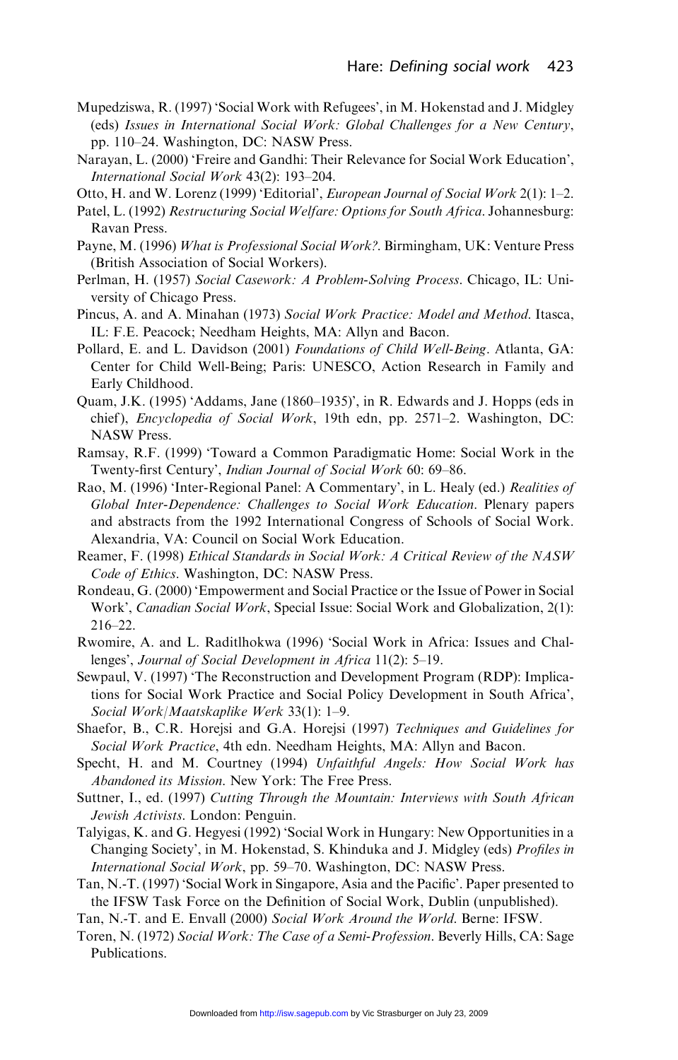Mupedziswa, R. (1997) 'Social Work with Refugees', in M. Hokenstad and J. Midgley (eds) *Issues in International Social Work: Global Challenges for a New Century*, pp. 110–24. Washington, DC: NASW Press.

Narayan, L. (2000) 'Freire and Gandhi: Their Relevance for Social Work Education', *International Social Work* 43(2): 193–204.

Otto, H. and W. Lorenz (1999) 'Editorial', *European Journal of Social Work* 2(1): 1–2.

Patel, L. (1992) *Restructuring Social Welfare: Options for South Africa*. Johannesburg: Ravan Press.

Payne, M. (1996) *What is Professional Social Work?*. Birmingham, UK: Venture Press (British Association of Social Workers).

Perlman, H. (1957) *Social Casework: A Problem-Solving Process*. Chicago, IL: University of Chicago Press.

Pincus, A. and A. Minahan (1973) *Social Work Practice: Model and Method*. Itasca, IL: F.E. Peacock; Needham Heights, MA: Allyn and Bacon.

Pollard, E. and L. Davidson (2001) *Foundations of Child Well-Being*. Atlanta, GA: Center for Child Well-Being; Paris: UNESCO, Action Research in Family and Early Childhood.

Quam, J.K. (1995) 'Addams, Jane (1860–1935)', in R. Edwards and J. Hopps (eds in chief), *Encyclopedia of Social Work*, 19th edn, pp. 2571–2. Washington, DC: NASW Press.

Ramsay, R.F. (1999) 'Toward a Common Paradigmatic Home: Social Work in the Twenty-first Century', *Indian Journal of Social Work* 60: 69–86.

Rao, M. (1996) 'Inter-Regional Panel: A Commentary', in L. Healy (ed.) *Realities of Global Inter-Dependence: Challenges to Social Work Education*. Plenary papers and abstracts from the 1992 International Congress of Schools of Social Work. Alexandria, VA: Council on Social Work Education.

Reamer, F. (1998) *Ethical Standards in Social Work: A Critical Review of the NASW Code of Ethics*. Washington, DC: NASW Press.

Rondeau, G. (2000) 'Empowerment and Social Practice or the Issue of Power in Social Work', *Canadian Social Work*, Special Issue: Social Work and Globalization, 2(1): 216–22.

Rwomire, A. and L. Raditlhokwa (1996) 'Social Work in Africa: Issues and Challenges', *Journal of Social Development in Africa* 11(2): 5–19.

Sewpaul, V. (1997) 'The Reconstruction and Development Program (RDP): Implications for Social Work Practice and Social Policy Development in South Africa', *Social Work/Maatskaplike Werk* 33(1): 1–9.

Shaefor, B., C.R. Horejsi and G.A. Horejsi (1997) *Techniques and Guidelines for Social Work Practice*, 4th edn. Needham Heights, MA: Allyn and Bacon.

Specht, H. and M. Courtney (1994) *Unfaithful Angels: How Social Work has Abandoned its Mission*. New York: The Free Press.

Suttner, I., ed. (1997) *Cutting Through the Mountain: Interviews with South African Jewish Activists*. London: Penguin.

Talyigas, K. and G. Hegyesi (1992) 'Social Work in Hungary: New Opportunities in a Changing Society', in M. Hokenstad, S. Khinduka and J. Midgley (eds) *Profiles in International Social Work*, pp. 59–70. Washington, DC: NASW Press.

Tan, N.-T. (1997) 'Social Work in Singapore, Asia and the Pacific'. Paper presented to the IFSW Task Force on the Definition of Social Work, Dublin (unpublished).

Tan, N.-T. and E. Envall (2000) *Social Work Around the World*. Berne: IFSW.

Toren, N. (1972) *Social Work: The Case of a Semi-Profession*. Beverly Hills, CA: Sage Publications.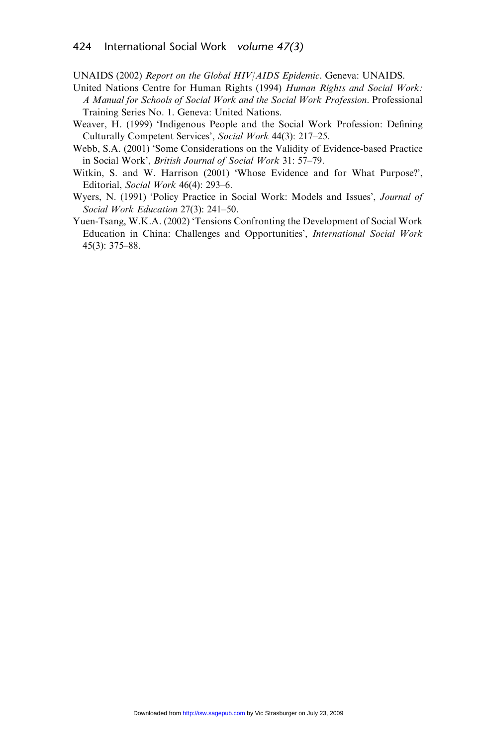UNAIDS (2002) *Report on the Global HIV/AIDS Epidemic*. Geneva: UNAIDS.

United Nations Centre for Human Rights (1994) *Human Rights and Social Work: A Manual for Schools of Social Work and the Social Work Profession*. Professional Training Series No. 1. Geneva: United Nations.

Weaver, H. (1999) 'Indigenous People and the Social Work Profession: Defining Culturally Competent Services', *Social Work* 44(3): 217–25.

Webb, S.A. (2001) 'Some Considerations on the Validity of Evidence-based Practice in Social Work', *British Journal of Social Work* 31: 57–79.

Witkin, S. and W. Harrison (2001) 'Whose Evidence and for What Purpose?', Editorial, *Social Work* 46(4): 293–6.

Wyers, N. (1991) 'Policy Practice in Social Work: Models and Issues', *Journal of Social Work Education* 27(3): 241–50.

Yuen-Tsang, W.K.A. (2002) 'Tensions Confronting the Development of Social Work Education in China: Challenges and Opportunities', *International Social Work* 45(3): 375–88.